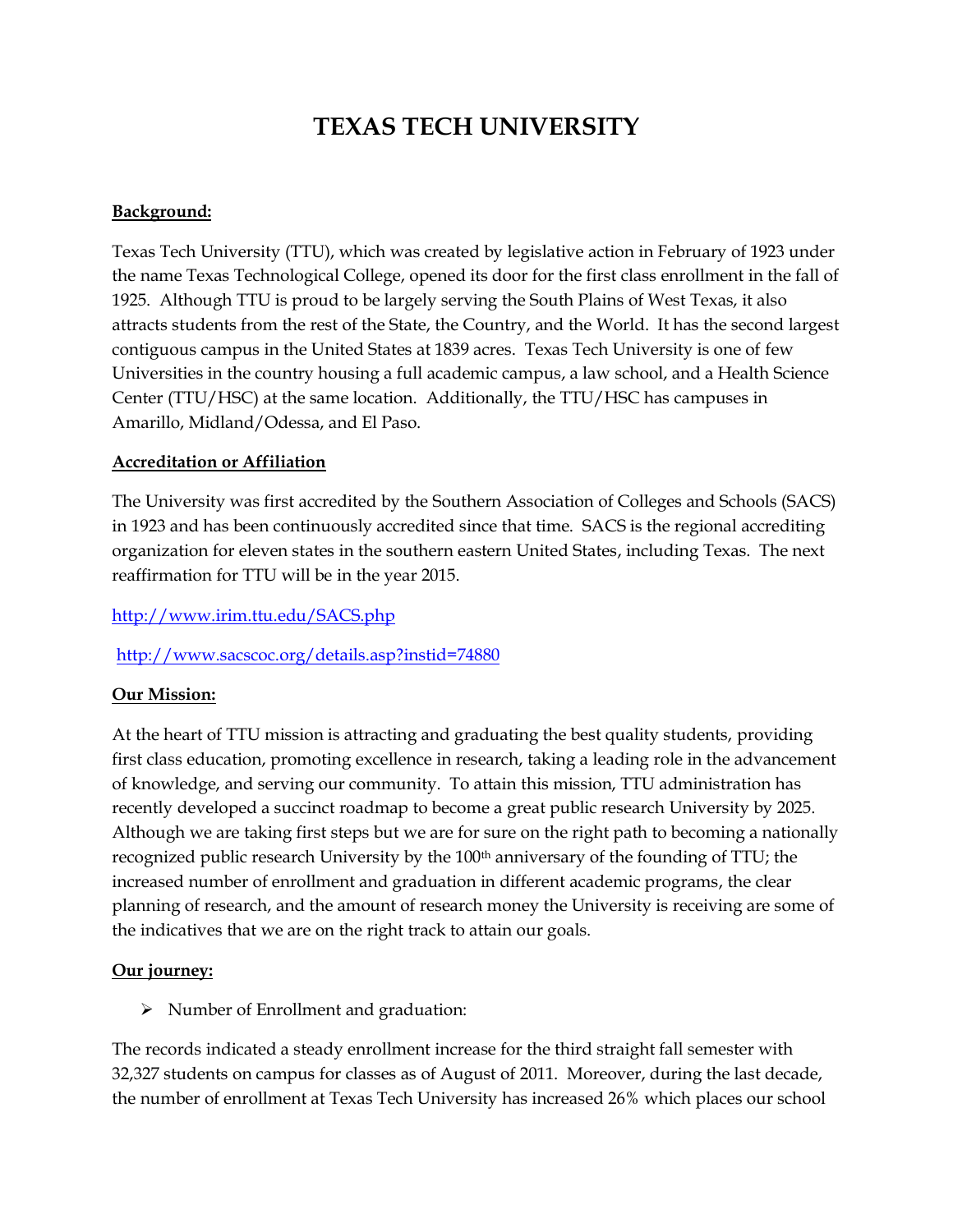# TEXAS TECH UNIVERSITY

**Background:**

Texas Tech University (TTU), which was created by legislative action in February of 1923 under the name Texas Technological College, opened its door for the first class enrollment in the fall of 1925. Although TTU is proud to be largely serving the South Plains of West Texas, it also attracts students from the rest of the State, the Country, and the World. It has the second largest contiguous campus in the United States at 1839 acres. Texas Tech University is one of few Universities in the country housing a full academic campus, a law school, and a Health Science Center (TTU/HSC) at the same location. Additionally, the TTU/HSC has campuses in Amarillo, Midland/Odessa, and El Paso.

**Accreditation or Affiliation**

The University was first accredited by the Southern Association of Colleges and Schools (SACS) in 1923 and has been continuously accredited since that time. SACS is the regional accrediting organization for eleven states in the southern eastern United States, including Texas. The next reaffirmation for TTU will be in the year 2015.

http://www.irim.ttu.edu/SACS.php

http://www.sacscoc.org/details.asp?instid=74880

**Our Mission:**

At the heart of TTU mission is attracting and graduating the best quality students, providing first class education, promoting excellence in research, taking a leading role in the advancement of knowledge, and serving our community. To attain this mission, TTU administration has recently developed a succinct roadmap to become a great public research University by 2025. Although we are taking first steps but we are for sure on the right path to becoming a nationally recognized public research University by the 100th anniversary of the founding of TTU; the increased number of enrollment and graduation in different academic programs, the clear planning of research, and the amount of research money the University is receiving are some of the indicatives that we are on the right track to attain our goals.

**Our journey:**

- Number of Enrollment and graduation:

The records indicated a steady enrollment increase for the third straight fall semester with 32,327 students on campus for classes as of August of 2011. Moreover, during the last decade, the number of enrollment at Texas Tech University has increased 26% which places our school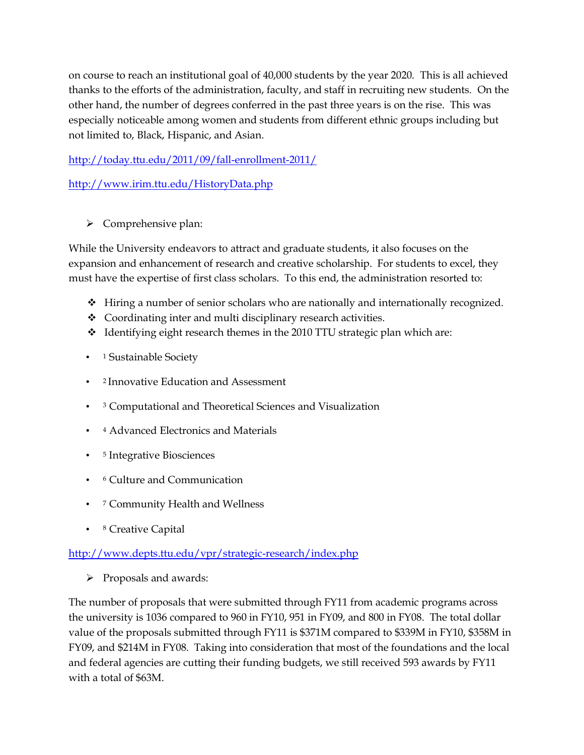on course to reach an institutional goal of 40,000 students by the year 2020. This is all achieved thanks to the efforts of the administration, faculty, and staff in recruiting new students. On the other hand, the number of degrees conferred in the past three years is on the rise. This was especially noticeable among women and students from different ethnic groups including but not limited to, Black, Hispanic, and Asian.

http://today.ttu.edu/2011/09/fall-enrollment-2011/

http://www.irim.ttu.edu/HistoryData.php

- Comprehensive plan:

While the University endeavors to attract and graduate students, it also focuses on the expansion and enhancement of research and creative scholarship. For students to excel, they must have the expertise of first class scholars. To this end, the administration resorted to:

- Hiring a number of senior scholars who are nationally and internationally recognized.
- Coordinating inter and multi disciplinary research activities.
- Identifying eight research themes in the 2010 TTU strategic plan which are:

- [1] Sustainable Society
- [2] Innovative Education and Assessment
- [3] Computational and Theoretical Sciences and Visualization
- [4] Advanced Electronics and Materials
- [5] Integrative Biosciences
- [6] Culture and Communication
- [7] Community Health and Wellness
- [8] Creative Capital

http://www.depts.ttu.edu/vpr/strategic-research/index.php

- Proposals and awards:

The number of proposals that were submitted through FY11 from academic programs across the university is 1036 compared to 960 in FY10, 951 in FY09, and 800 in FY08. The total dollar value of the proposals submitted through FY11 is $371M compared to $339M in FY10, $358M in FY09, and $214M in FY08. Taking into consideration that most of the foundations and the local and federal agencies are cutting their funding budgets, we still received 593 awards by FY11 with a total of $63M.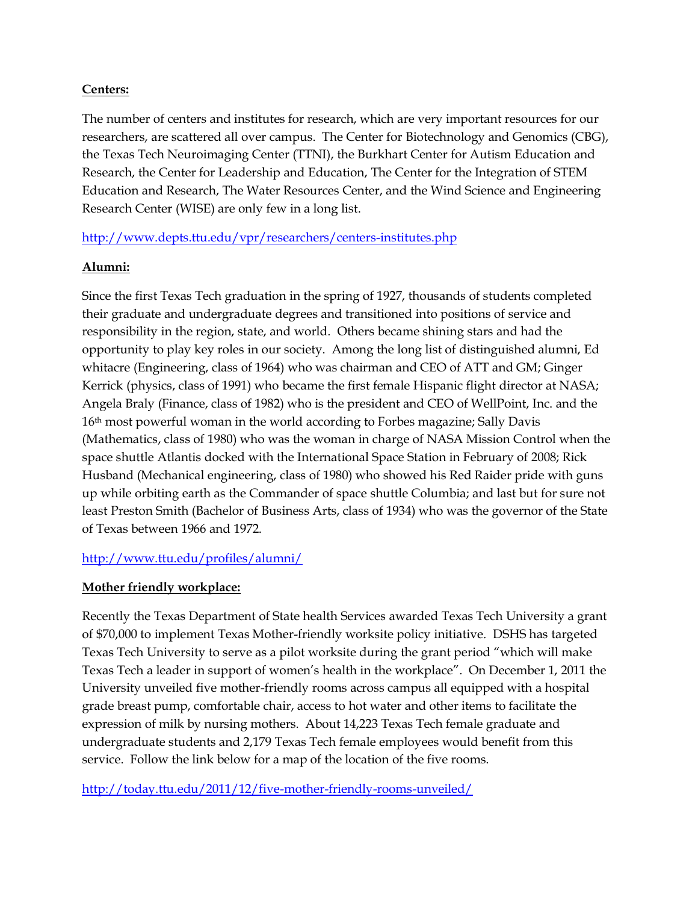**Centers:**

The number of centers and institutes for research, which are very important resources for our researchers, are scattered all over campus. The Center for Biotechnology and Genomics (CBG), the Texas Tech Neuroimaging Center (TTNI), the Burkhart Center for Autism Education and Research, the Center for Leadership and Education, The Center for the Integration of STEM Education and Research, The Water Resources Center, and the Wind Science and Engineering Research Center (WISE) are only few in a long list.

http://www.depts.ttu.edu/vpr/researchers/centers-institutes.php

**Alumni:**

Since the first Texas Tech graduation in the spring of 1927, thousands of students completed their graduate and undergraduate degrees and transitioned into positions of service and responsibility in the region, state, and world. Others became shining stars and had the opportunity to play key roles in our society. Among the long list of distinguished alumni, Ed whitacre (Engineering, class of 1964) who was chairman and CEO of ATT and GM; Ginger Kerrick (physics, class of 1991) who became the first female Hispanic flight director at NASA; Angela Braly (Finance, class of 1982) who is the president and CEO of WellPoint, Inc. and the 16th most powerful woman in the world according to Forbes magazine; Sally Davis (Mathematics, class of 1980) who was the woman in charge of NASA Mission Control when the space shuttle Atlantis docked with the International Space Station in February of 2008; Rick Husband (Mechanical engineering, class of 1980) who showed his Red Raider pride with guns up while orbiting earth as the Commander of space shuttle Columbia; and last but for sure not least Preston Smith (Bachelor of Business Arts, class of 1934) who was the governor of the State of Texas between 1966 and 1972.

http://www.ttu.edu/profiles/alumni/

**Mother friendly workplace:**

Recently the Texas Department of State health Services awarded Texas Tech University a grant of $70,000 to implement Texas Mother-friendly worksite policy initiative. DSHS has targeted Texas Tech University to serve as a pilot worksite during the grant period "which will make Texas Tech a leader in support of women's health in the workplace". On December 1, 2011 the University unveiled five mother-friendly rooms across campus all equipped with a hospital grade breast pump, comfortable chair, access to hot water and other items to facilitate the expression of milk by nursing mothers. About 14,223 Texas Tech female graduate and undergraduate students and 2,179 Texas Tech female employees would benefit from this service. Follow the link below for a map of the location of the five rooms.

http://today.ttu.edu/2011/12/five-mother-friendly-rooms-unveiled/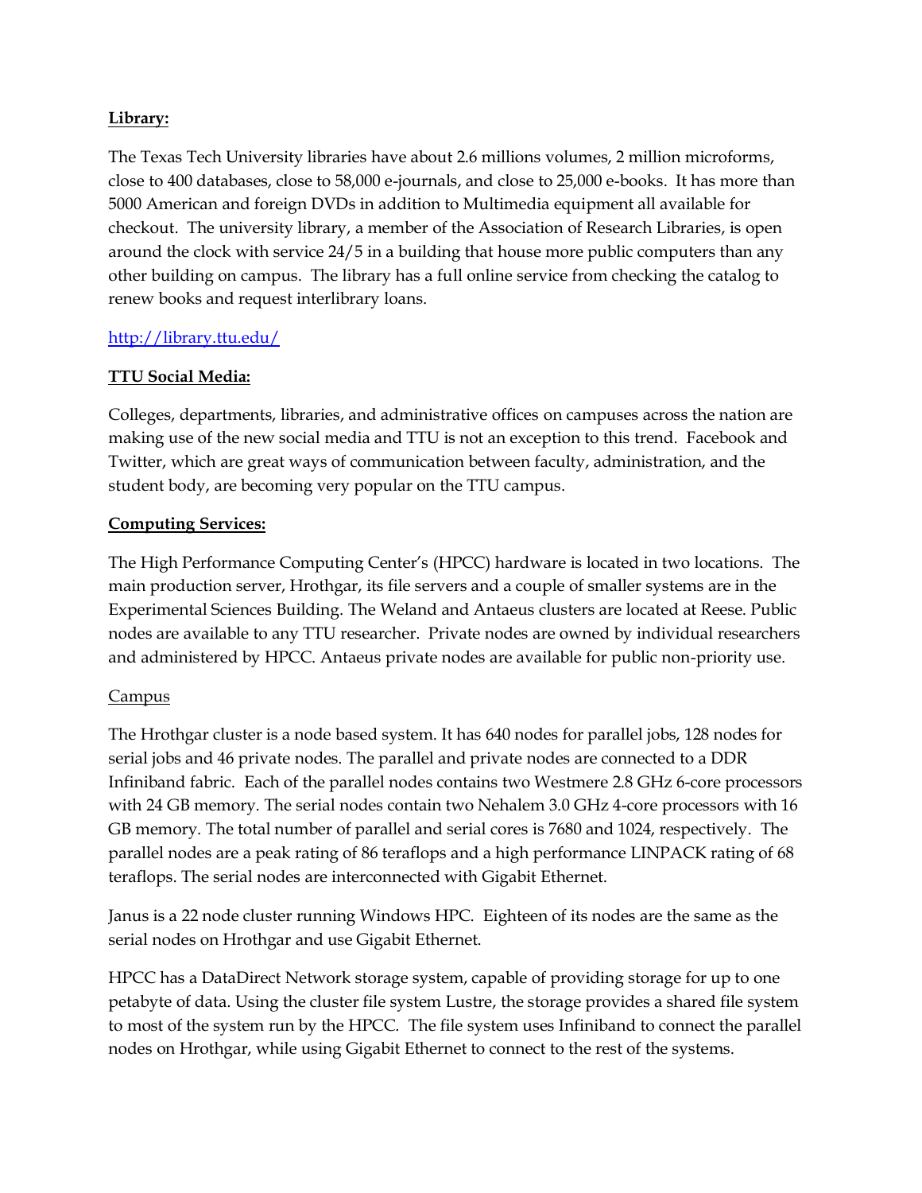**Library:**

The Texas Tech University libraries have about 2.6 millions volumes, 2 million microforms, close to 400 databases, close to 58,000 e-journals, and close to 25,000 e-books. It has more than 5000 American and foreign DVDs in addition to Multimedia equipment all available for checkout. The university library, a member of the Association of Research Libraries, is open around the clock with service 24/5 in a building that house more public computers than any other building on campus. The library has a full online service from checking the catalog to renew books and request interlibrary loans.

http://library.ttu.edu/

**TTU Social Media:**

Colleges, departments, libraries, and administrative offices on campuses across the nation are making use of the new social media and TTU is not an exception to this trend. Facebook and Twitter, which are great ways of communication between faculty, administration, and the student body, are becoming very popular on the TTU campus.

**Computing Services:**

The High Performance Computing Center's (HPCC) hardware is located in two locations. The main production server, Hrothgar, its file servers and a couple of smaller systems are in the Experimental Sciences Building. The Weland and Antaeus clusters are located at Reese. Public nodes are available to any TTU researcher. Private nodes are owned by individual researchers and administered by HPCC. Antaeus private nodes are available for public non-priority use.

Campus

The Hrothgar cluster is a node based system. It has 640 nodes for parallel jobs, 128 nodes for serial jobs and 46 private nodes. The parallel and private nodes are connected to a DDR Infiniband fabric. Each of the parallel nodes contains two Westmere 2.8 GHz 6-core processors with 24 GB memory. The serial nodes contain two Nehalem 3.0 GHz 4-core processors with 16 GB memory. The total number of parallel and serial cores is 7680 and 1024, respectively. The parallel nodes are a peak rating of 86 teraflops and a high performance LINPACK rating of 68 teraflops. The serial nodes are interconnected with Gigabit Ethernet.

Janus is a 22 node cluster running Windows HPC. Eighteen of its nodes are the same as the serial nodes on Hrothgar and use Gigabit Ethernet.

HPCC has a DataDirect Network storage system, capable of providing storage for up to one petabyte of data. Using the cluster file system Lustre, the storage provides a shared file system to most of the system run by the HPCC. The file system uses Infiniband to connect the parallel nodes on Hrothgar, while using Gigabit Ethernet to connect to the rest of the systems.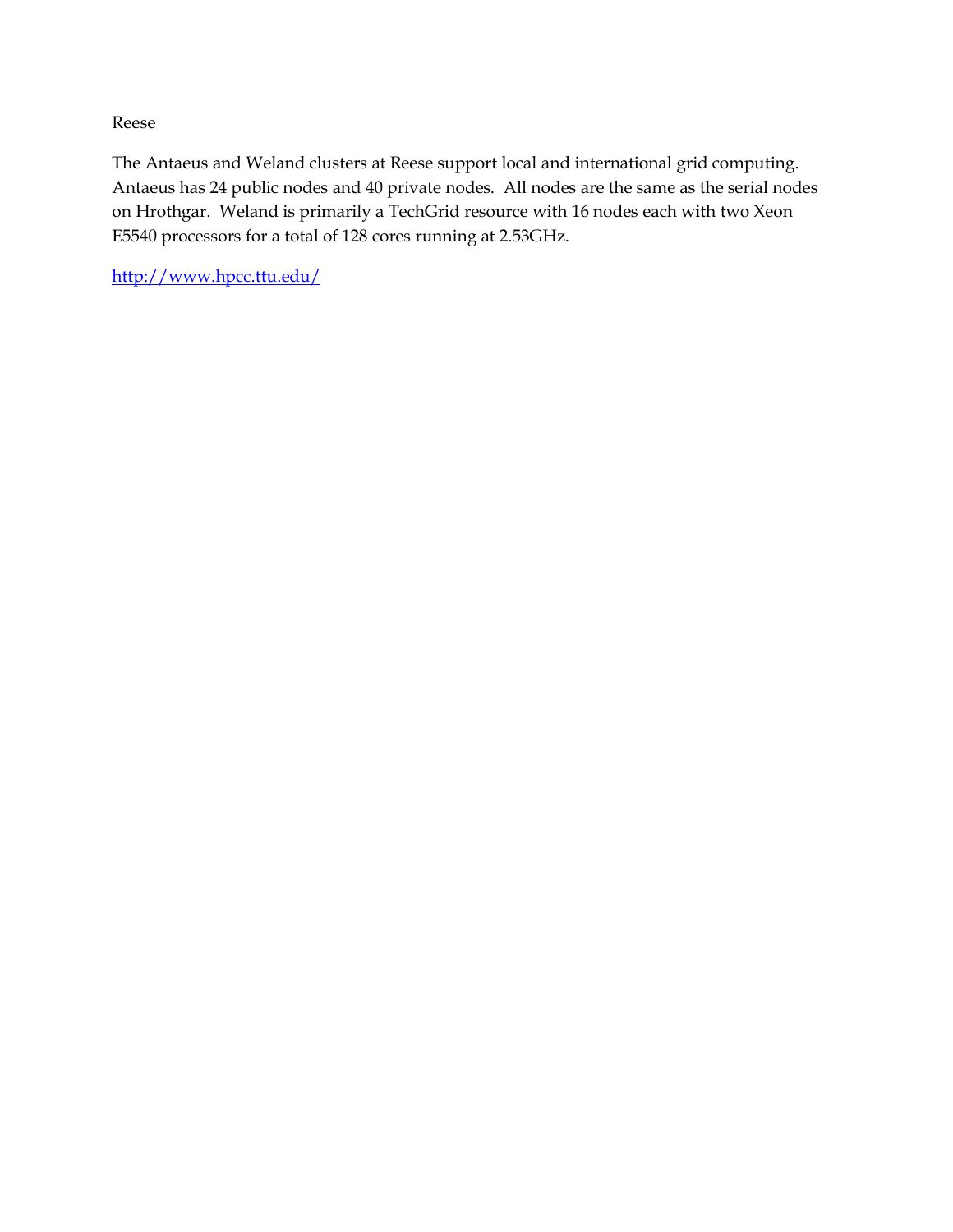<u>Reese</u>

The Antaeus and Weland clusters at Reese support local and international grid computing. Antaeus has 24 public nodes and 40 private nodes. All nodes are the same as the serial nodes on Hrothgar. Weland is primarily a TechGrid resource with 16 nodes each with two Xeon E5540 processors for a total of 128 cores running at 2.53GHz.

[http://www.hpcc.ttu.edu/](http://www.hpcc.ttu.edu/)